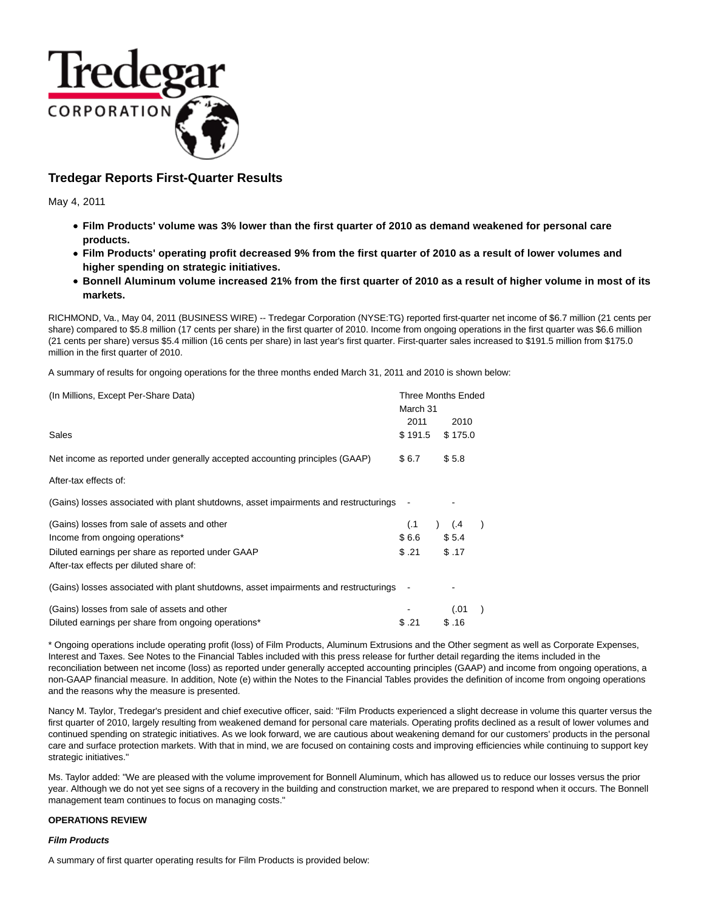Tredegar CORPORATION

## Tredegar Reports First-Quarter Results

May 4, 2011

- **Film Products' volume was 3% lower than the first quarter of 2010 as demand weakened for personal care products.**
- **Film Products' operating profit decreased 9% from the first quarter of 2010 as a result of lower volumes and higher spending on strategic initiatives.**
- **Bonnell Aluminum volume increased 21% from the first quarter of 2010 as a result of higher volume in most of its markets.**

RICHMOND, Va., May 04, 2011 (BUSINESS WIRE) -- Tredegar Corporation (NYSE:TG) reported first-quarter net income of $6.7 million (21 cents per share) compared to $5.8 million (17 cents per share) in the first quarter of 2010. Income from ongoing operations in the first quarter was $6.6 million (21 cents per share) versus $5.4 million (16 cents per share) in last year's first quarter. First-quarter sales increased to $191.5 million from $175.0 million in the first quarter of 2010.

A summary of results for ongoing operations for the three months ended March 31, 2011 and 2010 is shown below:

| (In Millions, Except Per-Share Data) | Three Months Ended March 31 | |
|---|---|---|
| | 2011 | 2010 |
| Sales | $ 191.5 | $ 175.0 |
| Net income as reported under generally accepted accounting principles (GAAP) | $ 6.7 | $ 5.8 |
| After-tax effects of: | | |
| (Gains) losses associated with plant shutdowns, asset impairments and restructurings | - | - |
| (Gains) losses from sale of assets and other | (.1 ) | (.4 ) |
| Income from ongoing operations* | $ 6.6 | $ 5.4 |
| Diluted earnings per share as reported under GAAP | $ .21 | $ .17 |
| After-tax effects per diluted share of: | | |
| (Gains) losses associated with plant shutdowns, asset impairments and restructurings | - | - |
| (Gains) losses from sale of assets and other | - | (.01 ) |
| Diluted earnings per share from ongoing operations* | $ .21 | $ .16 |

\* Ongoing operations include operating profit (loss) of Film Products, Aluminum Extrusions and the Other segment as well as Corporate Expenses, Interest and Taxes. See Notes to the Financial Tables included with this press release for further detail regarding the items included in the reconciliation between net income (loss) as reported under generally accepted accounting principles (GAAP) and income from ongoing operations, a non-GAAP financial measure. In addition, Note (e) within the Notes to the Financial Tables provides the definition of income from ongoing operations and the reasons why the measure is presented.

Nancy M. Taylor, Tredegar's president and chief executive officer, said: "Film Products experienced a slight decrease in volume this quarter versus the first quarter of 2010, largely resulting from weakened demand for personal care materials. Operating profits declined as a result of lower volumes and continued spending on strategic initiatives. As we look forward, we are cautious about weakening demand for our customers' products in the personal care and surface protection markets. With that in mind, we are focused on containing costs and improving efficiencies while continuing to support key strategic initiatives."

Ms. Taylor added: "We are pleased with the volume improvement for Bonnell Aluminum, which has allowed us to reduce our losses versus the prior year. Although we do not yet see signs of a recovery in the building and construction market, we are prepared to respond when it occurs. The Bonnell management team continues to focus on managing costs."

**OPERATIONS REVIEW**

***Film Products***

A summary of first quarter operating results for Film Products is provided below: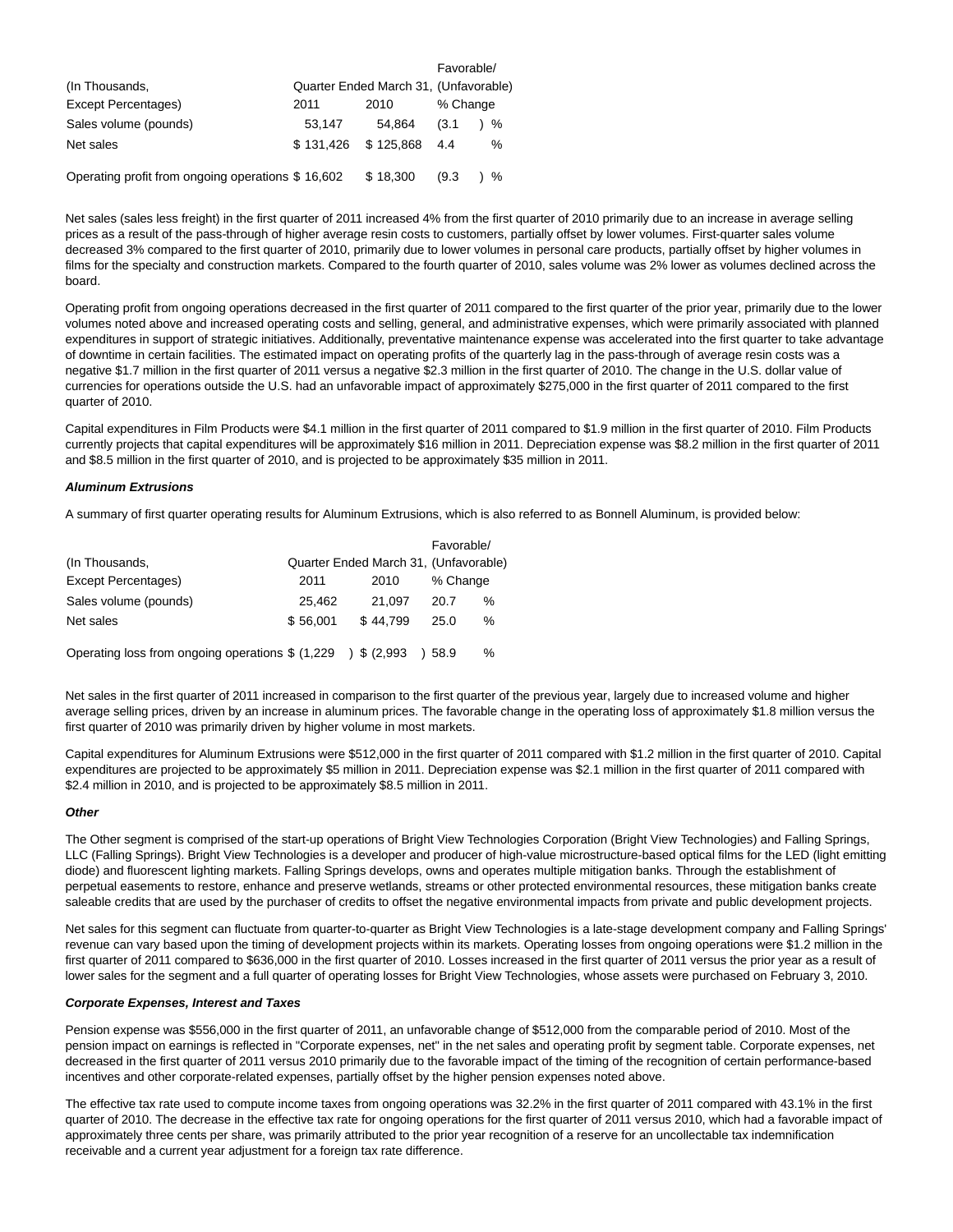| (In Thousands, Except Percentages) | Quarter Ended March 31, 2011 | 2010 | Favorable/ (Unfavorable) % Change |
| --- | --- | --- | --- |
| Sales volume (pounds) | 53,147 | 54,864 | (3.1 ) % |
| Net sales | $ 131,426 | $ 125,868 | 4.4 % |
| Operating profit from ongoing operations | $ 16,602 | $ 18,300 | (9.3 ) % |

Net sales (sales less freight) in the first quarter of 2011 increased 4% from the first quarter of 2010 primarily due to an increase in average selling prices as a result of the pass-through of higher average resin costs to customers, partially offset by lower volumes. First-quarter sales volume decreased 3% compared to the first quarter of 2010, primarily due to lower volumes in personal care products, partially offset by higher volumes in films for the specialty and construction markets. Compared to the fourth quarter of 2010, sales volume was 2% lower as volumes declined across the board.

Operating profit from ongoing operations decreased in the first quarter of 2011 compared to the first quarter of the prior year, primarily due to the lower volumes noted above and increased operating costs and selling, general, and administrative expenses, which were primarily associated with planned expenditures in support of strategic initiatives. Additionally, preventative maintenance expense was accelerated into the first quarter to take advantage of downtime in certain facilities. The estimated impact on operating profits of the quarterly lag in the pass-through of average resin costs was a negative $1.7 million in the first quarter of 2011 versus a negative $2.3 million in the first quarter of 2010. The change in the U.S. dollar value of currencies for operations outside the U.S. had an unfavorable impact of approximately $275,000 in the first quarter of 2011 compared to the first quarter of 2010.

Capital expenditures in Film Products were $4.1 million in the first quarter of 2011 compared to $1.9 million in the first quarter of 2010. Film Products currently projects that capital expenditures will be approximately $16 million in 2011. Depreciation expense was $8.2 million in the first quarter of 2011 and $8.5 million in the first quarter of 2010, and is projected to be approximately $35 million in 2011.

***Aluminum Extrusions***

A summary of first quarter operating results for Aluminum Extrusions, which is also referred to as Bonnell Aluminum, is provided below:

| (In Thousands, Except Percentages) | Quarter Ended March 31, 2011 | 2010 | Favorable/ (Unfavorable) % Change |
| --- | --- | --- | --- |
| Sales volume (pounds) | 25,462 | 21,097 | 20.7 % |
| Net sales | $ 56,001 | $ 44,799 | 25.0 % |
| Operating loss from ongoing operations | $ (1,229 ) | $ (2,993 ) | 58.9 % |

Net sales in the first quarter of 2011 increased in comparison to the first quarter of the previous year, largely due to increased volume and higher average selling prices, driven by an increase in aluminum prices. The favorable change in the operating loss of approximately $1.8 million versus the first quarter of 2010 was primarily driven by higher volume in most markets.

Capital expenditures for Aluminum Extrusions were $512,000 in the first quarter of 2011 compared with $1.2 million in the first quarter of 2010. Capital expenditures are projected to be approximately $5 million in 2011. Depreciation expense was $2.1 million in the first quarter of 2011 compared with $2.4 million in 2010, and is projected to be approximately $8.5 million in 2011.

***Other***

The Other segment is comprised of the start-up operations of Bright View Technologies Corporation (Bright View Technologies) and Falling Springs, LLC (Falling Springs). Bright View Technologies is a developer and producer of high-value microstructure-based optical films for the LED (light emitting diode) and fluorescent lighting markets. Falling Springs develops, owns and operates multiple mitigation banks. Through the establishment of perpetual easements to restore, enhance and preserve wetlands, streams or other protected environmental resources, these mitigation banks create saleable credits that are used by the purchaser of credits to offset the negative environmental impacts from private and public development projects.

Net sales for this segment can fluctuate from quarter-to-quarter as Bright View Technologies is a late-stage development company and Falling Springs' revenue can vary based upon the timing of development projects within its markets. Operating losses from ongoing operations were $1.2 million in the first quarter of 2011 compared to $636,000 in the first quarter of 2010. Losses increased in the first quarter of 2011 versus the prior year as a result of lower sales for the segment and a full quarter of operating losses for Bright View Technologies, whose assets were purchased on February 3, 2010.

***Corporate Expenses, Interest and Taxes***

Pension expense was $556,000 in the first quarter of 2011, an unfavorable change of $512,000 from the comparable period of 2010. Most of the pension impact on earnings is reflected in "Corporate expenses, net" in the net sales and operating profit by segment table. Corporate expenses, net decreased in the first quarter of 2011 versus 2010 primarily due to the favorable impact of the timing of the recognition of certain performance-based incentives and other corporate-related expenses, partially offset by the higher pension expenses noted above.

The effective tax rate used to compute income taxes from ongoing operations was 32.2% in the first quarter of 2011 compared with 43.1% in the first quarter of 2010. The decrease in the effective tax rate for ongoing operations for the first quarter of 2011 versus 2010, which had a favorable impact of approximately three cents per share, was primarily attributed to the prior year recognition of a reserve for an uncollectable tax indemnification receivable and a current year adjustment for a foreign tax rate difference.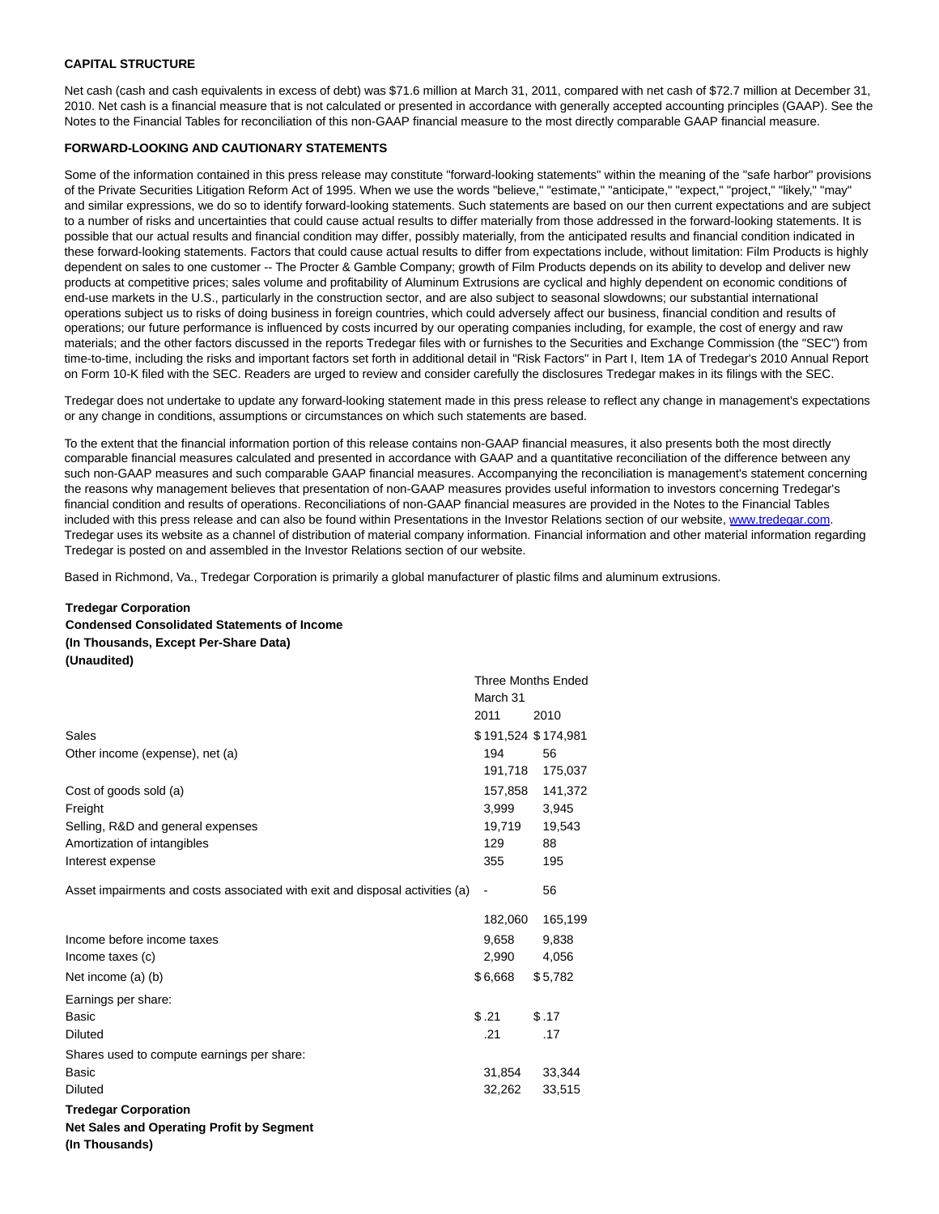**CAPITAL STRUCTURE**

Net cash (cash and cash equivalents in excess of debt) was $71.6 million at March 31, 2011, compared with net cash of $72.7 million at December 31, 2010. Net cash is a financial measure that is not calculated or presented in accordance with generally accepted accounting principles (GAAP). See the Notes to the Financial Tables for reconciliation of this non-GAAP financial measure to the most directly comparable GAAP financial measure.

**FORWARD-LOOKING AND CAUTIONARY STATEMENTS**

Some of the information contained in this press release may constitute "forward-looking statements" within the meaning of the "safe harbor" provisions of the Private Securities Litigation Reform Act of 1995. When we use the words "believe," "estimate," "anticipate," "expect," "project," "likely," "may" and similar expressions, we do so to identify forward-looking statements. Such statements are based on our then current expectations and are subject to a number of risks and uncertainties that could cause actual results to differ materially from those addressed in the forward-looking statements. It is possible that our actual results and financial condition may differ, possibly materially, from the anticipated results and financial condition indicated in these forward-looking statements. Factors that could cause actual results to differ from expectations include, without limitation: Film Products is highly dependent on sales to one customer -- The Procter & Gamble Company; growth of Film Products depends on its ability to develop and deliver new products at competitive prices; sales volume and profitability of Aluminum Extrusions are cyclical and highly dependent on economic conditions of end-use markets in the U.S., particularly in the construction sector, and are also subject to seasonal slowdowns; our substantial international operations subject us to risks of doing business in foreign countries, which could adversely affect our business, financial condition and results of operations; our future performance is influenced by costs incurred by our operating companies including, for example, the cost of energy and raw materials; and the other factors discussed in the reports Tredegar files with or furnishes to the Securities and Exchange Commission (the "SEC") from time-to-time, including the risks and important factors set forth in additional detail in "Risk Factors" in Part I, Item 1A of Tredegar's 2010 Annual Report on Form 10-K filed with the SEC. Readers are urged to review and consider carefully the disclosures Tredegar makes in its filings with the SEC.

Tredegar does not undertake to update any forward-looking statement made in this press release to reflect any change in management's expectations or any change in conditions, assumptions or circumstances on which such statements are based.

To the extent that the financial information portion of this release contains non-GAAP financial measures, it also presents both the most directly comparable financial measures calculated and presented in accordance with GAAP and a quantitative reconciliation of the difference between any such non-GAAP measures and such comparable GAAP financial measures. Accompanying the reconciliation is management's statement concerning the reasons why management believes that presentation of non-GAAP measures provides useful information to investors concerning Tredegar's financial condition and results of operations. Reconciliations of non-GAAP financial measures are provided in the Notes to the Financial Tables included with this press release and can also be found within Presentations in the Investor Relations section of our website, www.tredegar.com. Tredegar uses its website as a channel of distribution of material company information. Financial information and other material information regarding Tredegar is posted on and assembled in the Investor Relations section of our website.

Based in Richmond, Va., Tredegar Corporation is primarily a global manufacturer of plastic films and aluminum extrusions.

**Tredegar Corporation**
**Condensed Consolidated Statements of Income**
**(In Thousands, Except Per-Share Data)**
**(Unaudited)**

| | Three Months Ended March 31 | |
|---|---|---|
| | 2011 | 2010 |
| Sales | $191,524 | $174,981 |
| Other income (expense), net (a) | 194 | 56 |
| | 191,718 | 175,037 |
| Cost of goods sold (a) | 157,858 | 141,372 |
| Freight | 3,999 | 3,945 |
| Selling, R&D and general expenses | 19,719 | 19,543 |
| Amortization of intangibles | 129 | 88 |
| Interest expense | 355 | 195 |
| Asset impairments and costs associated with exit and disposal activities (a) | - | 56 |
| | 182,060 | 165,199 |
| Income before income taxes | 9,658 | 9,838 |
| Income taxes (c) | 2,990 | 4,056 |
| Net income (a) (b) | $6,668 | $5,782 |
| Earnings per share: | | |
| Basic | $.21 | $.17 |
| Diluted | .21 | .17 |
| Shares used to compute earnings per share: | | |
| Basic | 31,854 | 33,344 |
| Diluted | 32,262 | 33,515 |

**Tredegar Corporation**
**Net Sales and Operating Profit by Segment**
**(In Thousands)**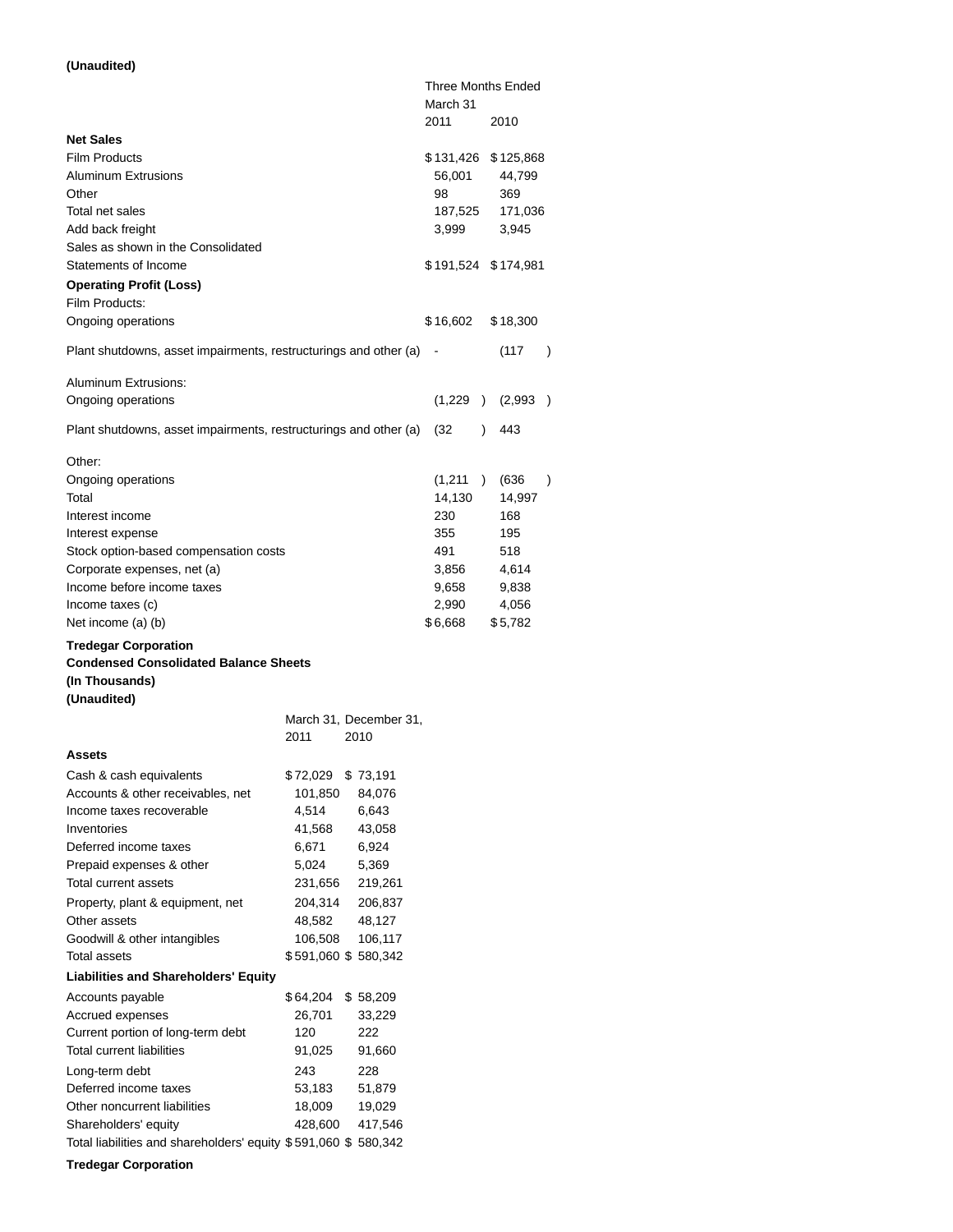**(Unaudited)**

| | Three Months Ended March 31 | |
|---|---|---|
| | 2011 | 2010 |
| **Net Sales** | | |
| Film Products | $131,426 | $125,868 |
| Aluminum Extrusions | 56,001 | 44,799 |
| Other | 98 | 369 |
| Total net sales | 187,525 | 171,036 |
| Add back freight | 3,999 | 3,945 |
| Sales as shown in the Consolidated Statements of Income | $191,524 | $174,981 |
| **Operating Profit (Loss)** | | |
| Film Products: | | |
| Ongoing operations | $16,602 | $18,300 |
| Plant shutdowns, asset impairments, restructurings and other (a) | - | (117) |
| Aluminum Extrusions: | | |
| Ongoing operations | (1,229) | (2,993) |
| Plant shutdowns, asset impairments, restructurings and other (a) | (32) | 443 |
| Other: | | |
| Ongoing operations | (1,211) | (636) |
| Total | 14,130 | 14,997 |
| Interest income | 230 | 168 |
| Interest expense | 355 | 195 |
| Stock option-based compensation costs | 491 | 518 |
| Corporate expenses, net (a) | 3,856 | 4,614 |
| Income before income taxes | 9,658 | 9,838 |
| Income taxes (c) | 2,990 | 4,056 |
| Net income (a) (b) | $6,668 | $5,782 |

**Tredegar Corporation**
**Condensed Consolidated Balance Sheets**
**(In Thousands)**
**(Unaudited)**

| | March 31, 2011 | December 31, 2010 |
|---|---|---|
| **Assets** | | |
| Cash & cash equivalents | $72,029 | $ 73,191 |
| Accounts & other receivables, net | 101,850 | 84,076 |
| Income taxes recoverable | 4,514 | 6,643 |
| Inventories | 41,568 | 43,058 |
| Deferred income taxes | 6,671 | 6,924 |
| Prepaid expenses & other | 5,024 | 5,369 |
| Total current assets | 231,656 | 219,261 |
| Property, plant & equipment, net | 204,314 | 206,837 |
| Other assets | 48,582 | 48,127 |
| Goodwill & other intangibles | 106,508 | 106,117 |
| Total assets | $591,060 | $ 580,342 |
| **Liabilities and Shareholders' Equity** | | |
| Accounts payable | $64,204 | $ 58,209 |
| Accrued expenses | 26,701 | 33,229 |
| Current portion of long-term debt | 120 | 222 |
| Total current liabilities | 91,025 | 91,660 |
| Long-term debt | 243 | 228 |
| Deferred income taxes | 53,183 | 51,879 |
| Other noncurrent liabilities | 18,009 | 19,029 |
| Shareholders' equity | 428,600 | 417,546 |
| Total liabilities and shareholders' equity | $591,060 | $ 580,342 |

**Tredegar Corporation**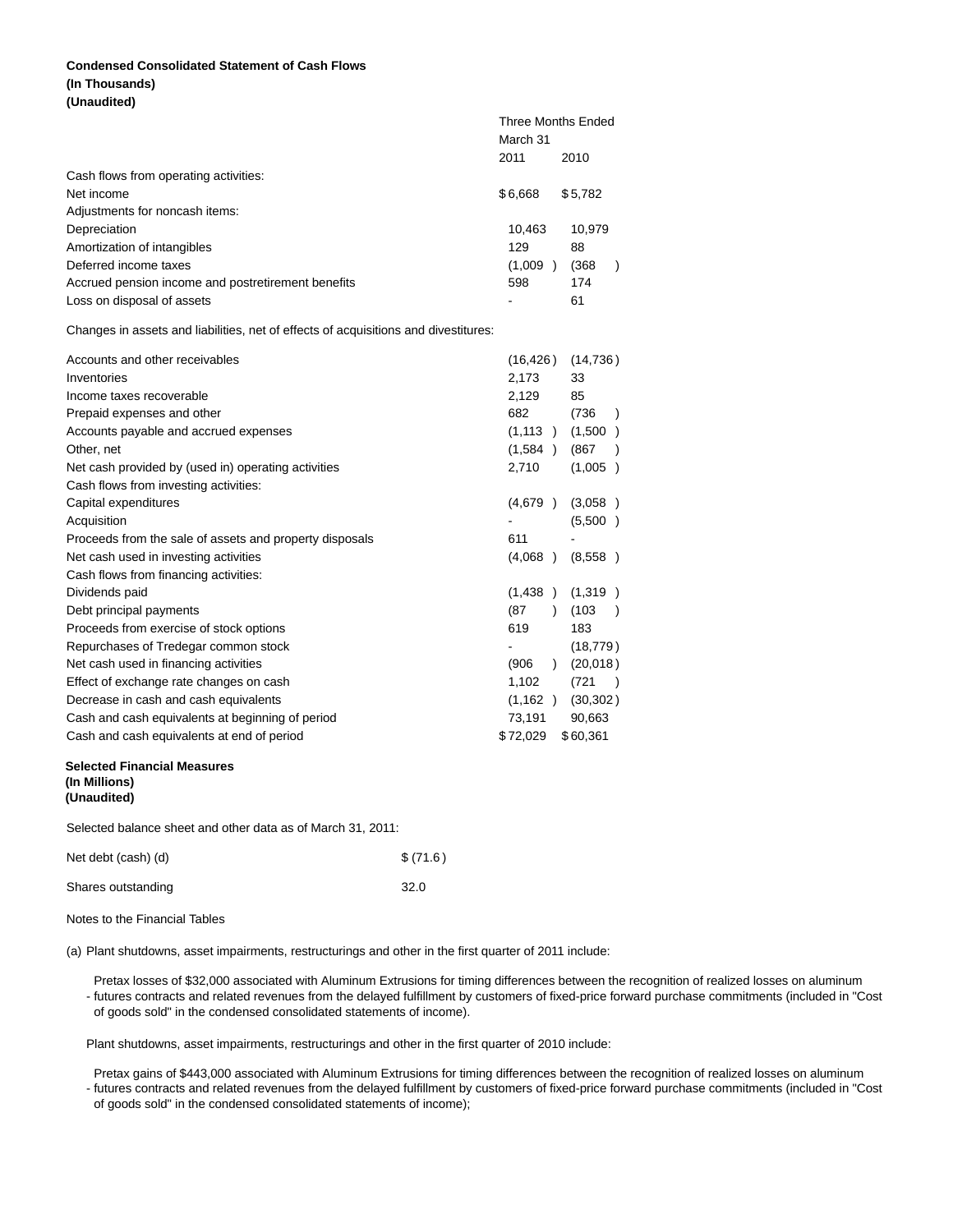**Condensed Consolidated Statement of Cash Flows**
**(In Thousands)**
**(Unaudited)**

| | Three Months Ended March 31 | |
|---|---|---|
| | 2011 | 2010 |
| Cash flows from operating activities: | | |
| Net income | $ 6,668 | $ 5,782 |
| Adjustments for noncash items: | | |
| Depreciation | 10,463 | 10,979 |
| Amortization of intangibles | 129 | 88 |
| Deferred income taxes | (1,009 ) | (368 ) |
| Accrued pension income and postretirement benefits | 598 | 174 |
| Loss on disposal of assets | - | 61 |
| Changes in assets and liabilities, net of effects of acquisitions and divestitures: | | |
| Accounts and other receivables | (16,426 ) | (14,736 ) |
| Inventories | 2,173 | 33 |
| Income taxes recoverable | 2,129 | 85 |
| Prepaid expenses and other | 682 | (736 ) |
| Accounts payable and accrued expenses | (1,113 ) | (1,500 ) |
| Other, net | (1,584 ) | (867 ) |
| Net cash provided by (used in) operating activities | 2,710 | (1,005 ) |
| Cash flows from investing activities: | | |
| Capital expenditures | (4,679 ) | (3,058 ) |
| Acquisition | - | (5,500 ) |
| Proceeds from the sale of assets and property disposals | 611 | - |
| Net cash used in investing activities | (4,068 ) | (8,558 ) |
| Cash flows from financing activities: | | |
| Dividends paid | (1,438 ) | (1,319 ) |
| Debt principal payments | (87 ) | (103 ) |
| Proceeds from exercise of stock options | 619 | 183 |
| Repurchases of Tredegar common stock | - | (18,779 ) |
| Net cash used in financing activities | (906 ) | (20,018 ) |
| Effect of exchange rate changes on cash | 1,102 | (721 ) |
| Decrease in cash and cash equivalents | (1,162 ) | (30,302 ) |
| Cash and cash equivalents at beginning of period | 73,191 | 90,663 |
| Cash and cash equivalents at end of period | $ 72,029 | $ 60,361 |

**Selected Financial Measures**
**(In Millions)**
**(Unaudited)**

Selected balance sheet and other data as of March 31, 2011:

| | |
|---|---|
| Net debt (cash) (d) | $ (71.6 ) |
| Shares outstanding | 32.0 |

Notes to the Financial Tables

(a) Plant shutdowns, asset impairments, restructurings and other in the first quarter of 2011 include:

- Pretax losses of $32,000 associated with Aluminum Extrusions for timing differences between the recognition of realized losses on aluminum futures contracts and related revenues from the delayed fulfillment by customers of fixed-price forward purchase commitments (included in "Cost of goods sold" in the condensed consolidated statements of income).

Plant shutdowns, asset impairments, restructurings and other in the first quarter of 2010 include:

- Pretax gains of $443,000 associated with Aluminum Extrusions for timing differences between the recognition of realized losses on aluminum futures contracts and related revenues from the delayed fulfillment by customers of fixed-price forward purchase commitments (included in "Cost of goods sold" in the condensed consolidated statements of income);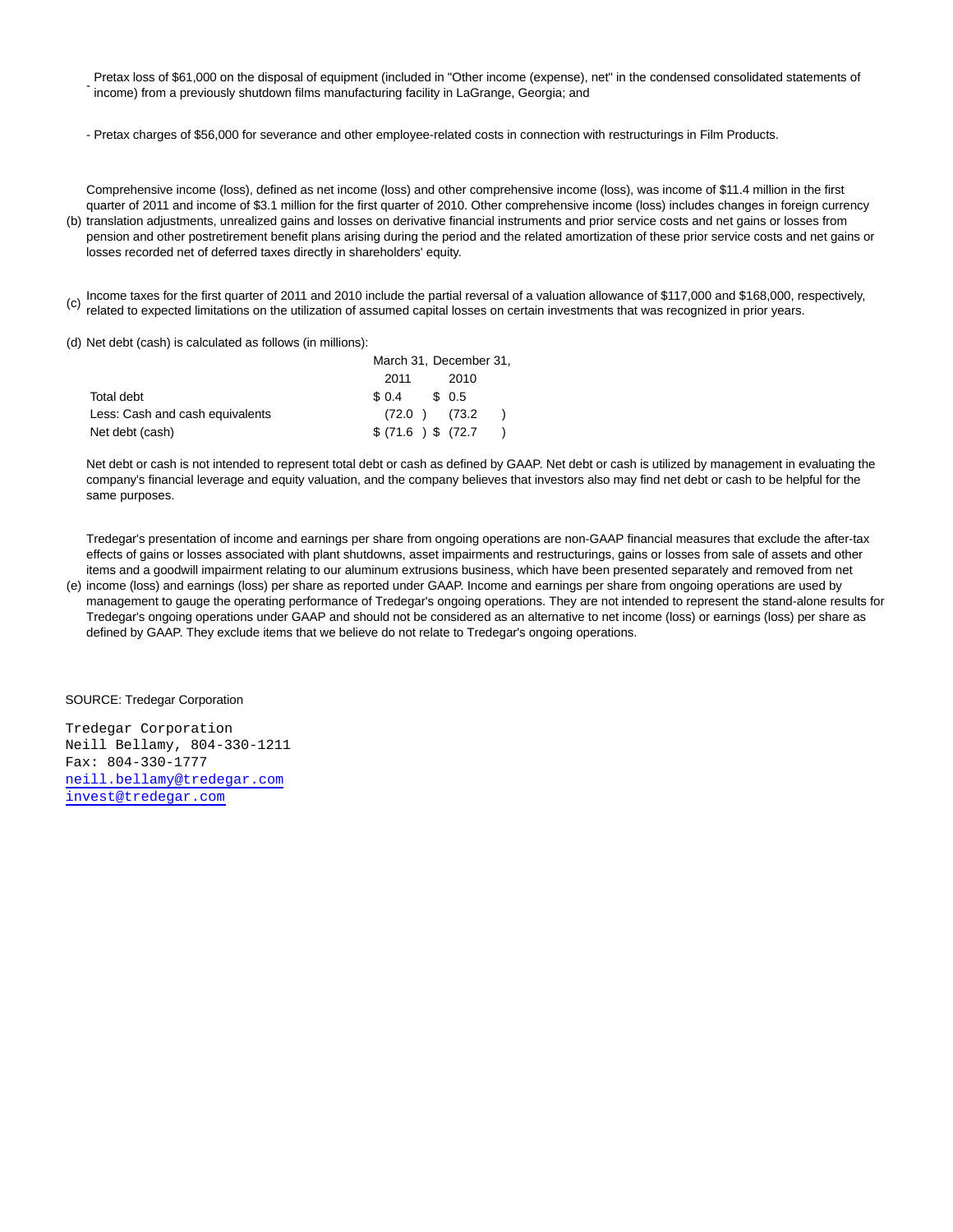- Pretax loss of $61,000 on the disposal of equipment (included in "Other income (expense), net" in the condensed consolidated statements of income) from a previously shutdown films manufacturing facility in LaGrange, Georgia; and

- Pretax charges of $56,000 for severance and other employee-related costs in connection with restructurings in Film Products.

(b) Comprehensive income (loss), defined as net income (loss) and other comprehensive income (loss), was income of $11.4 million in the first quarter of 2011 and income of $3.1 million for the first quarter of 2010. Other comprehensive income (loss) includes changes in foreign currency translation adjustments, unrealized gains and losses on derivative financial instruments and prior service costs and net gains or losses from pension and other postretirement benefit plans arising during the period and the related amortization of these prior service costs and net gains or losses recorded net of deferred taxes directly in shareholders' equity.

(c) Income taxes for the first quarter of 2011 and 2010 include the partial reversal of a valuation allowance of $117,000 and $168,000, respectively, related to expected limitations on the utilization of assumed capital losses on certain investments that was recognized in prior years.

(d) Net debt (cash) is calculated as follows (in millions):

| | March 31, 2011 | December 31, 2010 |
|---|---|---|
| Total debt | $ 0.4 | $ 0.5 |
| Less: Cash and cash equivalents | (72.0 ) | (73.2 ) |
| Net debt (cash) | $ (71.6 ) | $ (72.7 ) |

Net debt or cash is not intended to represent total debt or cash as defined by GAAP. Net debt or cash is utilized by management in evaluating the company's financial leverage and equity valuation, and the company believes that investors also may find net debt or cash to be helpful for the same purposes.

(e) Tredegar's presentation of income and earnings per share from ongoing operations are non-GAAP financial measures that exclude the after-tax effects of gains or losses associated with plant shutdowns, asset impairments and restructurings, gains or losses from sale of assets and other items and a goodwill impairment relating to our aluminum extrusions business, which have been presented separately and removed from net income (loss) and earnings (loss) per share as reported under GAAP. Income and earnings per share from ongoing operations are used by management to gauge the operating performance of Tredegar's ongoing operations. They are not intended to represent the stand-alone results for Tredegar's ongoing operations under GAAP and should not be considered as an alternative to net income (loss) or earnings (loss) per share as defined by GAAP. They exclude items that we believe do not relate to Tredegar's ongoing operations.

SOURCE: Tredegar Corporation

Tredegar Corporation
Neill Bellamy, 804-330-1211
Fax: 804-330-1777
neill.bellamy@tredegar.com
invest@tredegar.com